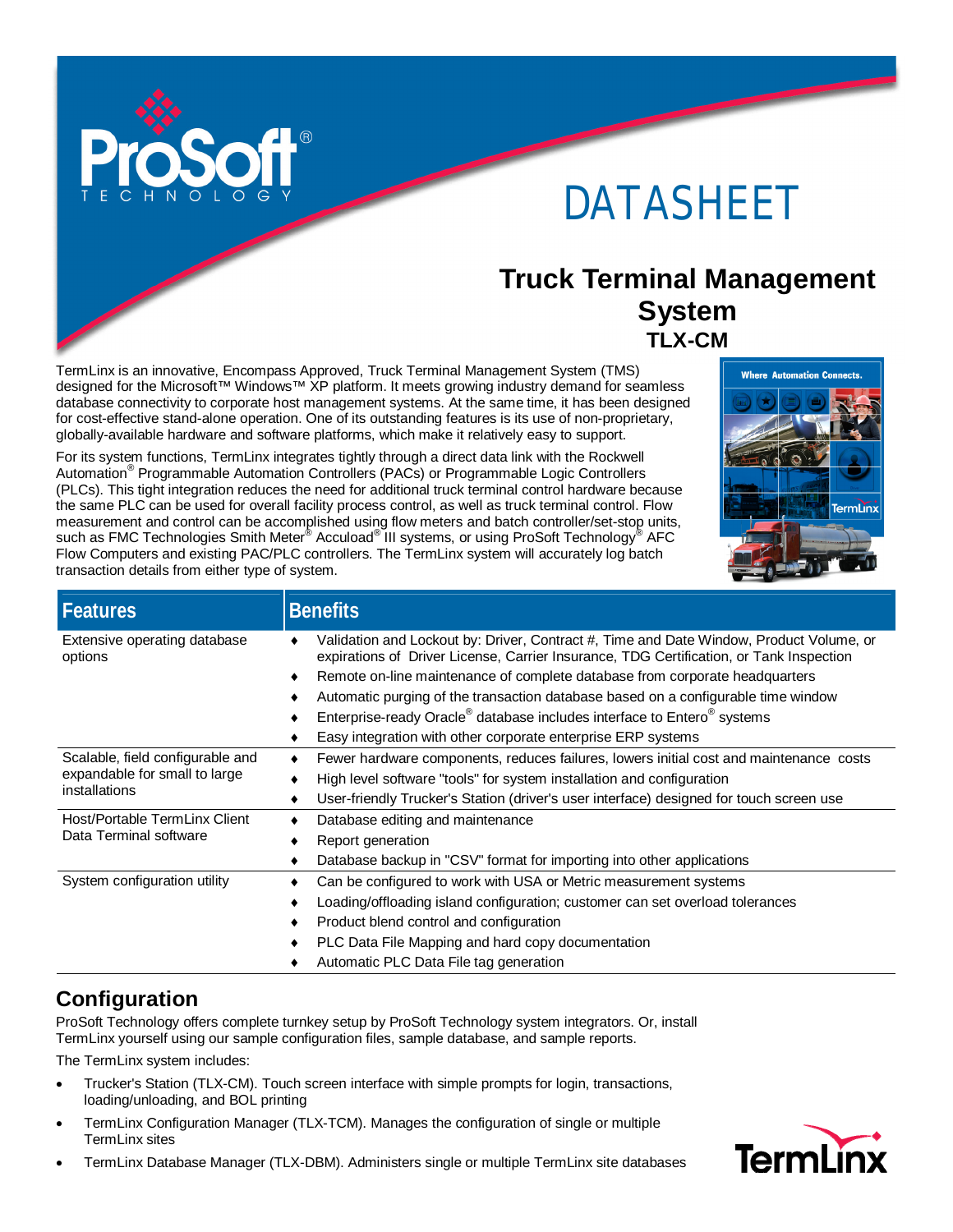# DATASHEET

## Truck Terminal Management System

### TLX-CM

TermLinx is an innovative, Encompass Approved, Truck Terminal Management System (TMS) designed for the Microsoft™ Windows™ XP platform. It meets growing industry demand for seamless database connectivity to corporate host management systems. At the same time, it has been designed for cost-effective stand-alone operation. One of its outstanding features is its use of non-proprietary, globally-available hardware and software platforms, which make it relatively easy to support.

For its system functions, TermLinx integrates tightly through a direct data link with the Rockwell Automation® Programmable Automation Controllers (PACs) or Programmable Logic Controllers (PLCs). This tight integration reduces the need for additional truck terminal control hardware because the same PLC can be used for overall facility process control, as well as truck terminal control. Flow measurement and control can be accomplished using flow meters and batch controller/set-stop units, such as FMC Technologies Smith Meter® Accuload® III systems, or using ProSoft Technology® AFC Flow Computers and existing PAC/PLC controllers. The TermLinx system will accurately log batch transaction details from either type of system.

| Features | Benefits |
|---|---|
| Extensive operating database options | ♦ Validation and Lockout by: Driver, Contract #, Time and Date Window, Product Volume, or expirations of Driver License, Carrier Insurance, TDG Certification, or Tank Inspection<br>♦ Remote on-line maintenance of complete database from corporate headquarters<br>♦ Automatic purging of the transaction database based on a configurable time window<br>♦ Enterprise-ready Oracle® database includes interface to Entero® systems<br>♦ Easy integration with other corporate enterprise ERP systems |
| Scalable, field configurable and expandable for small to large installations | ♦ Fewer hardware components, reduces failures, lowers initial cost and maintenance costs<br>♦ High level software "tools" for system installation and configuration<br>♦ User-friendly Trucker's Station (driver's user interface) designed for touch screen use |
| Host/Portable TermLinx Client Data Terminal software | ♦ Database editing and maintenance<br>♦ Report generation<br>♦ Database backup in "CSV" format for importing into other applications |
| System configuration utility | ♦ Can be configured to work with USA or Metric measurement systems<br>♦ Loading/offloading island configuration; customer can set overload tolerances<br>♦ Product blend control and configuration<br>♦ PLC Data File Mapping and hard copy documentation<br>♦ Automatic PLC Data File tag generation |

## Configuration

ProSoft Technology offers complete turnkey setup by ProSoft Technology system integrators. Or, install TermLinx yourself using our sample configuration files, sample database, and sample reports.

The TermLinx system includes:

- Trucker's Station (TLX-CM). Touch screen interface with simple prompts for login, transactions, loading/unloading, and BOL printing
- TermLinx Configuration Manager (TLX-TCM). Manages the configuration of single or multiple TermLinx sites
- TermLinx Database Manager (TLX-DBM). Administers single or multiple TermLinx site databases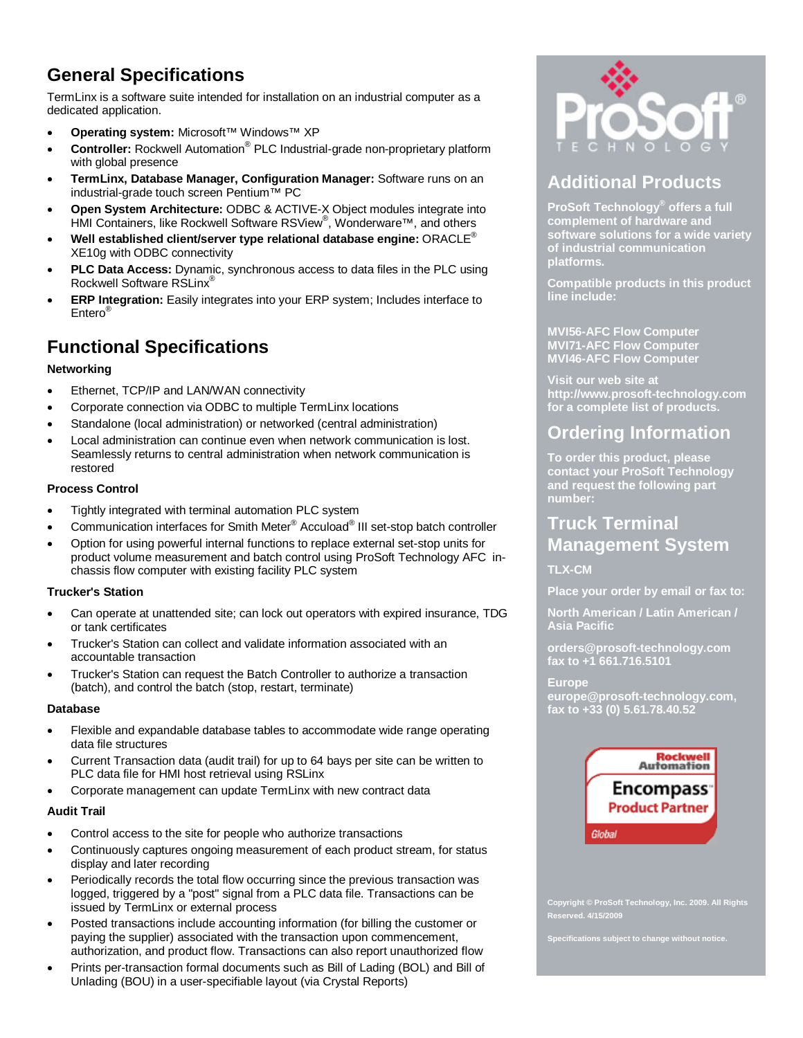## General Specifications

TermLinx is a software suite intended for installation on an industrial computer as a dedicated application.

- **Operating system:** Microsoft™ Windows™ XP
- **Controller:** Rockwell Automation® PLC Industrial-grade non-proprietary platform with global presence
- **TermLinx, Database Manager, Configuration Manager:** Software runs on an industrial-grade touch screen Pentium™ PC
- **Open System Architecture:** ODBC & ACTIVE-X Object modules integrate into HMI Containers, like Rockwell Software RSView®, Wonderware™, and others
- **Well established client/server type relational database engine:** ORACLE® XE10g with ODBC connectivity
- **PLC Data Access:** Dynamic, synchronous access to data files in the PLC using Rockwell Software RSLinx®
- **ERP Integration:** Easily integrates into your ERP system; Includes interface to Entero®

## Functional Specifications

### Networking

- Ethernet, TCP/IP and LAN/WAN connectivity
- Corporate connection via ODBC to multiple TermLinx locations
- Standalone (local administration) or networked (central administration)
- Local administration can continue even when network communication is lost. Seamlessly returns to central administration when network communication is restored

### Process Control

- Tightly integrated with terminal automation PLC system
- Communication interfaces for Smith Meter® Accuload® III set-stop batch controller
- Option for using powerful internal functions to replace external set-stop units for product volume measurement and batch control using ProSoft Technology AFC in-chassis flow computer with existing facility PLC system

### Trucker's Station

- Can operate at unattended site; can lock out operators with expired insurance, TDG or tank certificates
- Trucker's Station can collect and validate information associated with an accountable transaction
- Trucker's Station can request the Batch Controller to authorize a transaction (batch), and control the batch (stop, restart, terminate)

### Database

- Flexible and expandable database tables to accommodate wide range operating data file structures
- Current Transaction data (audit trail) for up to 64 bays per site can be written to PLC data file for HMI host retrieval using RSLinx
- Corporate management can update TermLinx with new contract data

### Audit Trail

- Control access to the site for people who authorize transactions
- Continuously captures ongoing measurement of each product stream, for status display and later recording
- Periodically records the total flow occurring since the previous transaction was logged, triggered by a "post" signal from a PLC data file. Transactions can be issued by TermLinx or external process
- Posted transactions include accounting information (for billing the customer or paying the supplier) associated with the transaction upon commencement, authorization, and product flow. Transactions can also report unauthorized flow
- Prints per-transaction formal documents such as Bill of Lading (BOL) and Bill of Unlading (BOU) in a user-specifiable layout (via Crystal Reports)

ProSoft® TECHNOLOGY

## Additional Products

**ProSoft Technology® offers a full complement of hardware and software solutions for a wide variety of industrial communication platforms.**

**Compatible products in this product line include:**

**MVI56-AFC Flow Computer**
**MVI71-AFC Flow Computer**
**MVI46-AFC Flow Computer**

**Visit our web site at http://www.prosoft-technology.com for a complete list of products.**

## Ordering Information

**To order this product, please contact your ProSoft Technology and request the following part number:**

## Truck Terminal Management System

**TLX-CM**

**Place your order by email or fax to:**

**North American / Latin American / Asia Pacific**

**orders@prosoft-technology.com**
**fax to +1 661.716.5101**

**Europe**
**europe@prosoft-technology.com,**
**fax to +33 (0) 5.61.78.40.52**

Rockwell Automation Encompass™ Product Partner Global

Copyright © ProSoft Technology, Inc. 2009. All Rights Reserved. 4/15/2009

Specifications subject to change without notice.